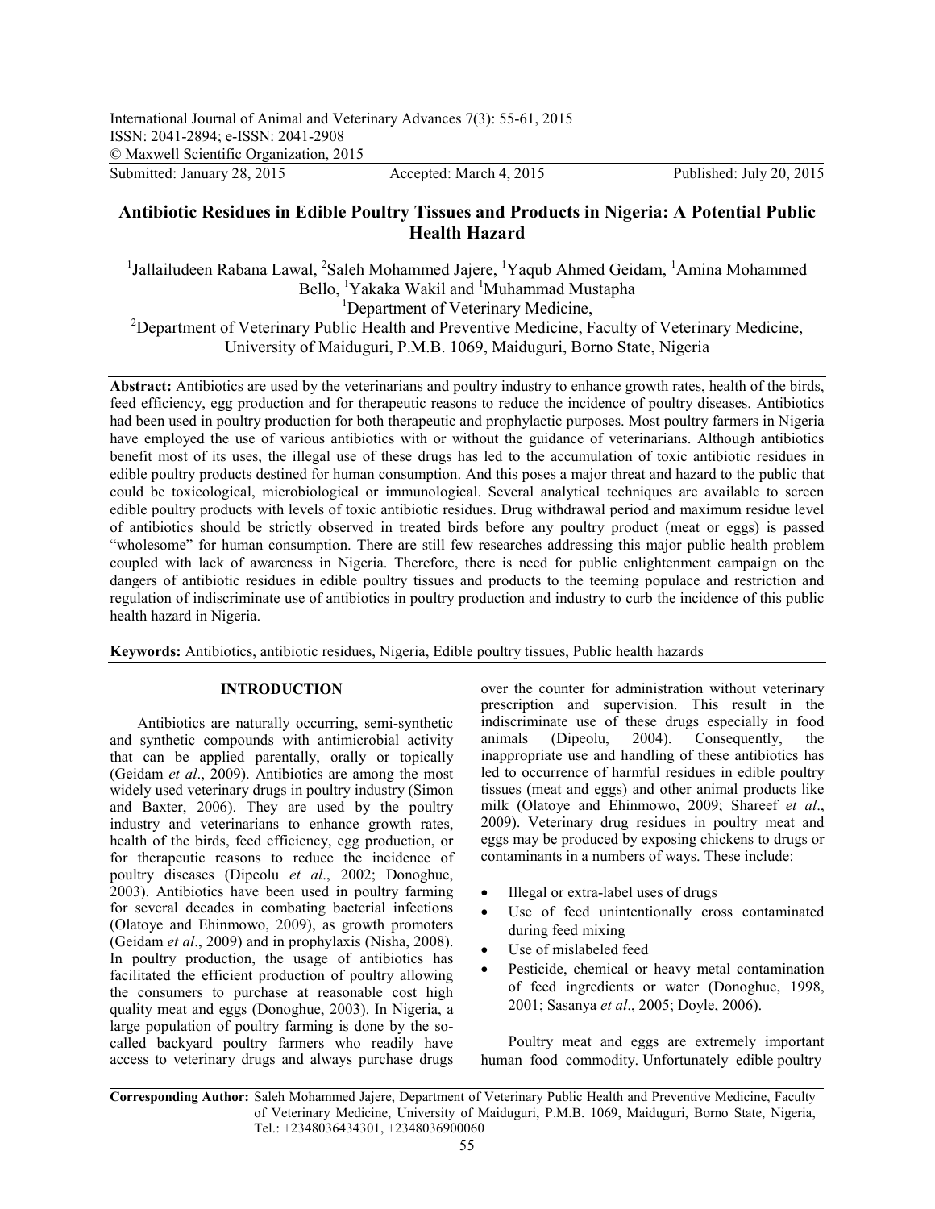International Journal of Animal and Veterinary Advances 7(3): 55-61, 2015
ISSN: 2041-2894; e-ISSN: 2041-2908
© Maxwell Scientific Organization, 2015
Submitted: January 28, 2015 Accepted: March 4, 2015 Published: July 20, 2015

# Antibiotic Residues in Edible Poultry Tissues and Products in Nigeria: A Potential Public Health Hazard

[1]Jallailudeen Rabana Lawal, [2]Saleh Mohammed Jajere, [1]Yaqub Ahmed Geidam, [1]Amina Mohammed Bello, [1]Yakaka Wakil and [1]Muhammad Mustapha

[1]Department of Veterinary Medicine,
[2]Department of Veterinary Public Health and Preventive Medicine, Faculty of Veterinary Medicine, University of Maiduguri, P.M.B. 1069, Maiduguri, Borno State, Nigeria

**Abstract:** Antibiotics are used by the veterinarians and poultry industry to enhance growth rates, health of the birds, feed efficiency, egg production and for therapeutic reasons to reduce the incidence of poultry diseases. Antibiotics had been used in poultry production for both therapeutic and prophylactic purposes. Most poultry farmers in Nigeria have employed the use of various antibiotics with or without the guidance of veterinarians. Although antibiotics benefit most of its uses, the illegal use of these drugs has led to the accumulation of toxic antibiotic residues in edible poultry products destined for human consumption. And this poses a major threat and hazard to the public that could be toxicological, microbiological or immunological. Several analytical techniques are available to screen edible poultry products with levels of toxic antibiotic residues. Drug withdrawal period and maximum residue level of antibiotics should be strictly observed in treated birds before any poultry product (meat or eggs) is passed "wholesome" for human consumption. There are still few researches addressing this major public health problem coupled with lack of awareness in Nigeria. Therefore, there is need for public enlightenment campaign on the dangers of antibiotic residues in edible poultry tissues and products to the teeming populace and restriction and regulation of indiscriminate use of antibiotics in poultry production and industry to curb the incidence of this public health hazard in Nigeria.

**Keywords:** Antibiotics, antibiotic residues, Nigeria, Edible poultry tissues, Public health hazards

## INTRODUCTION

Antibiotics are naturally occurring, semi-synthetic and synthetic compounds with antimicrobial activity that can be applied parentally, orally or topically (Geidam *et al*., 2009). Antibiotics are among the most widely used veterinary drugs in poultry industry (Simon and Baxter, 2006). They are used by the poultry industry and veterinarians to enhance growth rates, health of the birds, feed efficiency, egg production, or for therapeutic reasons to reduce the incidence of poultry diseases (Dipeolu *et al*., 2002; Donoghue, 2003). Antibiotics have been used in poultry farming for several decades in combating bacterial infections (Olatoye and Ehinmowo, 2009), as growth promoters (Geidam *et al*., 2009) and in prophylaxis (Nisha, 2008). In poultry production, the usage of antibiotics has facilitated the efficient production of poultry allowing the consumers to purchase at reasonable cost high quality meat and eggs (Donoghue, 2003). In Nigeria, a large population of poultry farming is done by the so-called backyard poultry farmers who readily have access to veterinary drugs and always purchase drugs over the counter for administration without veterinary prescription and supervision. This result in the indiscriminate use of these drugs especially in food animals (Dipeolu, 2004). Consequently, the inappropriate use and handling of these antibiotics has led to occurrence of harmful residues in edible poultry tissues (meat and eggs) and other animal products like milk (Olatoye and Ehinmowo, 2009; Shareef *et al*., 2009). Veterinary drug residues in poultry meat and eggs may be produced by exposing chickens to drugs or contaminants in a numbers of ways. These include:

- Illegal or extra-label uses of drugs
- Use of feed unintentionally cross contaminated during feed mixing
- Use of mislabeled feed
- Pesticide, chemical or heavy metal contamination of feed ingredients or water (Donoghue, 1998, 2001; Sasanya *et al*., 2005; Doyle, 2006).

Poultry meat and eggs are extremely important human food commodity. Unfortunately edible poultry

**Corresponding Author:** Saleh Mohammed Jajere, Department of Veterinary Public Health and Preventive Medicine, Faculty of Veterinary Medicine, University of Maiduguri, P.M.B. 1069, Maiduguri, Borno State, Nigeria, Tel.: +2348036434301, +2348036900060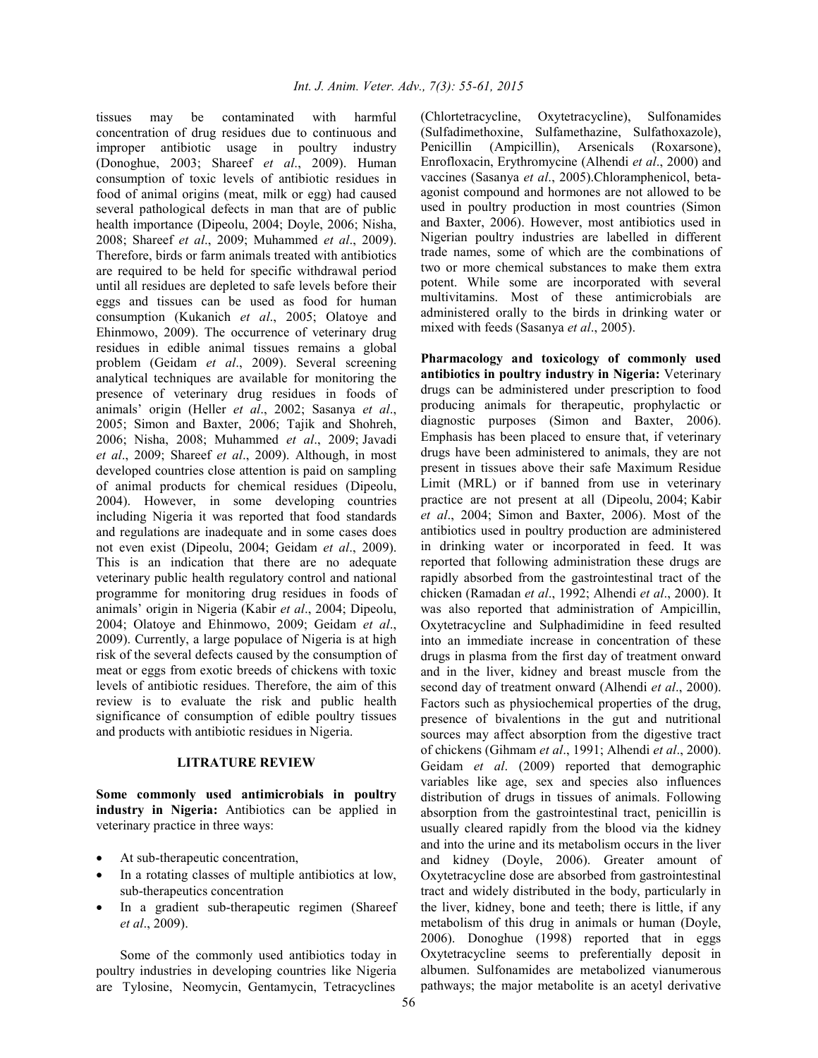tissues may be contaminated with harmful concentration of drug residues due to continuous and improper antibiotic usage in poultry industry (Donoghue, 2003; Shareef *et al*., 2009). Human consumption of toxic levels of antibiotic residues in food of animal origins (meat, milk or egg) had caused several pathological defects in man that are of public health importance (Dipeolu, 2004; Doyle, 2006; Nisha, 2008; Shareef *et al*., 2009; Muhammed *et al*., 2009). Therefore, birds or farm animals treated with antibiotics are required to be held for specific withdrawal period until all residues are depleted to safe levels before their eggs and tissues can be used as food for human consumption (Kukanich *et al*., 2005; Olatoye and Ehinmowo, 2009). The occurrence of veterinary drug residues in edible animal tissues remains a global problem (Geidam *et al*., 2009). Several screening analytical techniques are available for monitoring the presence of veterinary drug residues in foods of animals' origin (Heller *et al*., 2002; Sasanya *et al*., 2005; Simon and Baxter, 2006; Tajik and Shohreh, 2006; Nisha, 2008; Muhammed *et al*., 2009; Javadi *et al*., 2009; Shareef *et al*., 2009). Although, in most developed countries close attention is paid on sampling of animal products for chemical residues (Dipeolu, 2004). However, in some developing countries including Nigeria it was reported that food standards and regulations are inadequate and in some cases does not even exist (Dipeolu, 2004; Geidam *et al*., 2009). This is an indication that there are no adequate veterinary public health regulatory control and national programme for monitoring drug residues in foods of animals' origin in Nigeria (Kabir *et al*., 2004; Dipeolu, 2004; Olatoye and Ehinmowo, 2009; Geidam *et al*., 2009). Currently, a large populace of Nigeria is at high risk of the several defects caused by the consumption of meat or eggs from exotic breeds of chickens with toxic levels of antibiotic residues. Therefore, the aim of this review is to evaluate the risk and public health significance of consumption of edible poultry tissues and products with antibiotic residues in Nigeria.

## LITRATURE REVIEW

**Some commonly used antimicrobials in poultry industry in Nigeria:** Antibiotics can be applied in veterinary practice in three ways:

- At sub-therapeutic concentration,
- In a rotating classes of multiple antibiotics at low, sub-therapeutics concentration
- In a gradient sub-therapeutic regimen (Shareef *et al*., 2009).

Some of the commonly used antibiotics today in poultry industries in developing countries like Nigeria are Tylosine, Neomycin, Gentamycin, Tetracyclines (Chlortetracycline, Oxytetracycline), Sulfonamides (Sulfadimethoxine, Sulfamethazine, Sulfathoxazole), Penicillin (Ampicillin), Arsenicals (Roxarsone), Enrofloxacin, Erythromycine (Alhendi *et al*., 2000) and vaccines (Sasanya *et al*., 2005).Chloramphenicol, beta-agonist compound and hormones are not allowed to be used in poultry production in most countries (Simon and Baxter, 2006). However, most antibiotics used in Nigerian poultry industries are labelled in different trade names, some of which are the combinations of two or more chemical substances to make them extra potent. While some are incorporated with several multivitamins. Most of these antimicrobials are administered orally to the birds in drinking water or mixed with feeds (Sasanya *et al*., 2005).

**Pharmacology and toxicology of commonly used antibiotics in poultry industry in Nigeria:** Veterinary drugs can be administered under prescription to food producing animals for therapeutic, prophylactic or diagnostic purposes (Simon and Baxter, 2006). Emphasis has been placed to ensure that, if veterinary drugs have been administered to animals, they are not present in tissues above their safe Maximum Residue Limit (MRL) or if banned from use in veterinary practice are not present at all (Dipeolu, 2004; Kabir *et al*., 2004; Simon and Baxter, 2006). Most of the antibiotics used in poultry production are administered in drinking water or incorporated in feed. It was reported that following administration these drugs are rapidly absorbed from the gastrointestinal tract of the chicken (Ramadan *et al*., 1992; Alhendi *et al*., 2000). It was also reported that administration of Ampicillin, Oxytetracycline and Sulphadimidine in feed resulted into an immediate increase in concentration of these drugs in plasma from the first day of treatment onward and in the liver, kidney and breast muscle from the second day of treatment onward (Alhendi *et al*., 2000). Factors such as physiochemical properties of the drug, presence of bivalentions in the gut and nutritional sources may affect absorption from the digestive tract of chickens (Gihmam *et al*., 1991; Alhendi *et al*., 2000). Geidam *et al*. (2009) reported that demographic variables like age, sex and species also influences distribution of drugs in tissues of animals. Following absorption from the gastrointestinal tract, penicillin is usually cleared rapidly from the blood via the kidney and into the urine and its metabolism occurs in the liver and kidney (Doyle, 2006). Greater amount of Oxytetracycline dose are absorbed from gastrointestinal tract and widely distributed in the body, particularly in the liver, kidney, bone and teeth; there is little, if any metabolism of this drug in animals or human (Doyle, 2006). Donoghue (1998) reported that in eggs Oxytetracycline seems to preferentially deposit in albumen. Sulfonamides are metabolized vianumerous pathways; the major metabolite is an acetyl derivative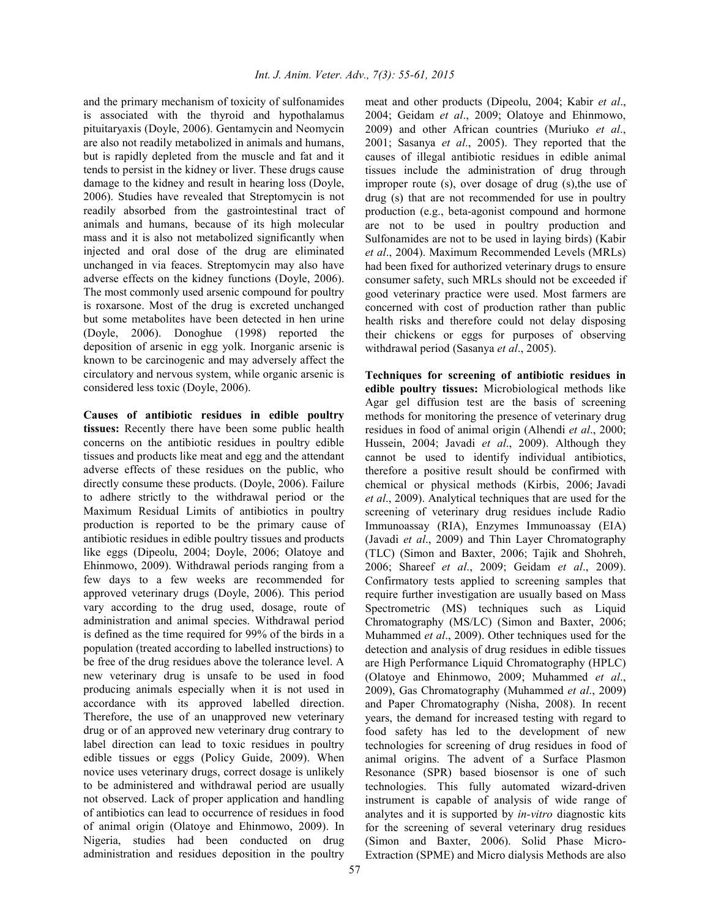and the primary mechanism of toxicity of sulfonamides is associated with the thyroid and hypothalamus pituitaryaxis (Doyle, 2006). Gentamycin and Neomycin are also not readily metabolized in animals and humans, but is rapidly depleted from the muscle and fat and it tends to persist in the kidney or liver. These drugs cause damage to the kidney and result in hearing loss (Doyle, 2006). Studies have revealed that Streptomycin is not readily absorbed from the gastrointestinal tract of animals and humans, because of its high molecular mass and it is also not metabolized significantly when injected and oral dose of the drug are eliminated unchanged in via feaces. Streptomycin may also have adverse effects on the kidney functions (Doyle, 2006). The most commonly used arsenic compound for poultry is roxarsone. Most of the drug is excreted unchanged but some metabolites have been detected in hen urine (Doyle, 2006). Donoghue (1998) reported the deposition of arsenic in egg yolk. Inorganic arsenic is known to be carcinogenic and may adversely affect the circulatory and nervous system, while organic arsenic is considered less toxic (Doyle, 2006).

**Causes of antibiotic residues in edible poultry tissues:** Recently there have been some public health concerns on the antibiotic residues in poultry edible tissues and products like meat and egg and the attendant adverse effects of these residues on the public, who directly consume these products. (Doyle, 2006). Failure to adhere strictly to the withdrawal period or the Maximum Residual Limits of antibiotics in poultry production is reported to be the primary cause of antibiotic residues in edible poultry tissues and products like eggs (Dipeolu, 2004; Doyle, 2006; Olatoye and Ehinmowo, 2009). Withdrawal periods ranging from a few days to a few weeks are recommended for approved veterinary drugs (Doyle, 2006). This period vary according to the drug used, dosage, route of administration and animal species. Withdrawal period is defined as the time required for 99% of the birds in a population (treated according to labelled instructions) to be free of the drug residues above the tolerance level. A new veterinary drug is unsafe to be used in food producing animals especially when it is not used in accordance with its approved labelled direction. Therefore, the use of an unapproved new veterinary drug or of an approved new veterinary drug contrary to label direction can lead to toxic residues in poultry edible tissues or eggs (Policy Guide, 2009). When novice uses veterinary drugs, correct dosage is unlikely to be administered and withdrawal period are usually not observed. Lack of proper application and handling of antibiotics can lead to occurrence of residues in food of animal origin (Olatoye and Ehinmowo, 2009). In Nigeria, studies had been conducted on drug administration and residues deposition in the poultry meat and other products (Dipeolu, 2004; Kabir *et al*., 2004; Geidam *et al*., 2009; Olatoye and Ehinmowo, 2009) and other African countries (Muriuko *et al*., 2001; Sasanya *et al*., 2005). They reported that the causes of illegal antibiotic residues in edible animal tissues include the administration of drug through improper route (s), over dosage of drug (s),the use of drug (s) that are not recommended for use in poultry production (e.g., beta-agonist compound and hormone are not to be used in poultry production and Sulfonamides are not to be used in laying birds) (Kabir *et al*., 2004). Maximum Recommended Levels (MRLs) had been fixed for authorized veterinary drugs to ensure consumer safety, such MRLs should not be exceeded if good veterinary practice were used. Most farmers are concerned with cost of production rather than public health risks and therefore could not delay disposing their chickens or eggs for purposes of observing withdrawal period (Sasanya *et al*., 2005).

**Techniques for screening of antibiotic residues in edible poultry tissues:** Microbiological methods like Agar gel diffusion test are the basis of screening methods for monitoring the presence of veterinary drug residues in food of animal origin (Alhendi *et al*., 2000; Hussein, 2004; Javadi *et al*., 2009). Although they cannot be used to identify individual antibiotics, therefore a positive result should be confirmed with chemical or physical methods (Kirbis, 2006; Javadi *et al*., 2009). Analytical techniques that are used for the screening of veterinary drug residues include Radio Immunoassay (RIA), Enzymes Immunoassay (EIA) (Javadi *et al*., 2009) and Thin Layer Chromatography (TLC) (Simon and Baxter, 2006; Tajik and Shohreh, 2006; Shareef *et al*., 2009; Geidam *et al*., 2009). Confirmatory tests applied to screening samples that require further investigation are usually based on Mass Spectrometric (MS) techniques such as Liquid Chromatography (MS/LC) (Simon and Baxter, 2006; Muhammed *et al*., 2009). Other techniques used for the detection and analysis of drug residues in edible tissues are High Performance Liquid Chromatography (HPLC) (Olatoye and Ehinmowo, 2009; Muhammed *et al*., 2009), Gas Chromatography (Muhammed *et al*., 2009) and Paper Chromatography (Nisha, 2008). In recent years, the demand for increased testing with regard to food safety has led to the development of new technologies for screening of drug residues in food of animal origins. The advent of a Surface Plasmon Resonance (SPR) based biosensor is one of such technologies. This fully automated wizard-driven instrument is capable of analysis of wide range of analytes and it is supported by *in-vitro* diagnostic kits for the screening of several veterinary drug residues (Simon and Baxter, 2006). Solid Phase Micro-Extraction (SPME) and Micro dialysis Methods are also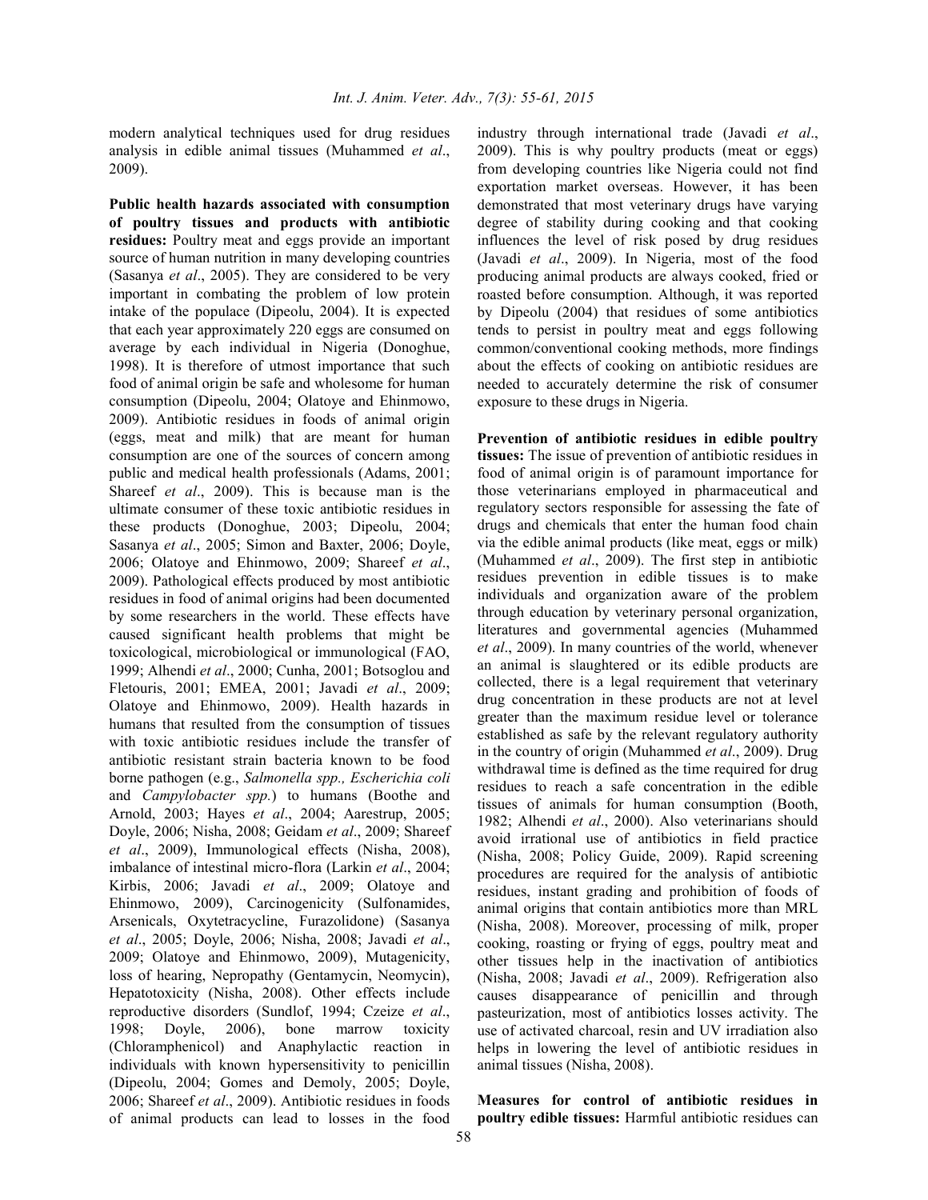modern analytical techniques used for drug residues analysis in edible animal tissues (Muhammed *et al*., 2009).

**Public health hazards associated with consumption of poultry tissues and products with antibiotic residues:** Poultry meat and eggs provide an important source of human nutrition in many developing countries (Sasanya *et al*., 2005). They are considered to be very important in combating the problem of low protein intake of the populace (Dipeolu, 2004). It is expected that each year approximately 220 eggs are consumed on average by each individual in Nigeria (Donoghue, 1998). It is therefore of utmost importance that such food of animal origin be safe and wholesome for human consumption (Dipeolu, 2004; Olatoye and Ehinmowo, 2009). Antibiotic residues in foods of animal origin (eggs, meat and milk) that are meant for human consumption are one of the sources of concern among public and medical health professionals (Adams, 2001; Shareef *et al*., 2009). This is because man is the ultimate consumer of these toxic antibiotic residues in these products (Donoghue, 2003; Dipeolu, 2004; Sasanya *et al*., 2005; Simon and Baxter, 2006; Doyle, 2006; Olatoye and Ehinmowo, 2009; Shareef *et al*., 2009). Pathological effects produced by most antibiotic residues in food of animal origins had been documented by some researchers in the world. These effects have caused significant health problems that might be toxicological, microbiological or immunological (FAO, 1999; Alhendi *et al*., 2000; Cunha, 2001; Botsoglou and Fletouris, 2001; EMEA, 2001; Javadi *et al*., 2009; Olatoye and Ehinmowo, 2009). Health hazards in humans that resulted from the consumption of tissues with toxic antibiotic residues include the transfer of antibiotic resistant strain bacteria known to be food borne pathogen (e.g., *Salmonella spp., Escherichia coli* and *Campylobacter spp.*) to humans (Boothe and Arnold, 2003; Hayes *et al*., 2004; Aarestrup, 2005; Doyle, 2006; Nisha, 2008; Geidam *et al*., 2009; Shareef *et al*., 2009), Immunological effects (Nisha, 2008), imbalance of intestinal micro-flora (Larkin *et al*., 2004; Kirbis, 2006; Javadi *et al*., 2009; Olatoye and Ehinmowo, 2009), Carcinogenicity (Sulfonamides, Arsenicals, Oxytetracycline, Furazolidone) (Sasanya *et al*., 2005; Doyle, 2006; Nisha, 2008; Javadi *et al*., 2009; Olatoye and Ehinmowo, 2009), Mutagenicity, loss of hearing, Nepropathy (Gentamycin, Neomycin), Hepatotoxicity (Nisha, 2008). Other effects include reproductive disorders (Sundlof, 1994; Czeize *et al*., 1998; Doyle, 2006), bone marrow toxicity (Chloramphenicol) and Anaphylactic reaction in individuals with known hypersensitivity to penicillin (Dipeolu, 2004; Gomes and Demoly, 2005; Doyle, 2006; Shareef *et al*., 2009). Antibiotic residues in foods of animal products can lead to losses in the food industry through international trade (Javadi *et al*., 2009). This is why poultry products (meat or eggs) from developing countries like Nigeria could not find exportation market overseas. However, it has been demonstrated that most veterinary drugs have varying degree of stability during cooking and that cooking influences the level of risk posed by drug residues (Javadi *et al*., 2009). In Nigeria, most of the food producing animal products are always cooked, fried or roasted before consumption. Although, it was reported by Dipeolu (2004) that residues of some antibiotics tends to persist in poultry meat and eggs following common/conventional cooking methods, more findings about the effects of cooking on antibiotic residues are needed to accurately determine the risk of consumer exposure to these drugs in Nigeria.

**Prevention of antibiotic residues in edible poultry tissues:** The issue of prevention of antibiotic residues in food of animal origin is of paramount importance for those veterinarians employed in pharmaceutical and regulatory sectors responsible for assessing the fate of drugs and chemicals that enter the human food chain via the edible animal products (like meat, eggs or milk) (Muhammed *et al*., 2009). The first step in antibiotic residues prevention in edible tissues is to make individuals and organization aware of the problem through education by veterinary personal organization, literatures and governmental agencies (Muhammed *et al*., 2009). In many countries of the world, whenever an animal is slaughtered or its edible products are collected, there is a legal requirement that veterinary drug concentration in these products are not at level greater than the maximum residue level or tolerance established as safe by the relevant regulatory authority in the country of origin (Muhammed *et al*., 2009). Drug withdrawal time is defined as the time required for drug residues to reach a safe concentration in the edible tissues of animals for human consumption (Booth, 1982; Alhendi *et al*., 2000). Also veterinarians should avoid irrational use of antibiotics in field practice (Nisha, 2008; Policy Guide, 2009). Rapid screening procedures are required for the analysis of antibiotic residues, instant grading and prohibition of foods of animal origins that contain antibiotics more than MRL (Nisha, 2008). Moreover, processing of milk, proper cooking, roasting or frying of eggs, poultry meat and other tissues help in the inactivation of antibiotics (Nisha, 2008; Javadi *et al*., 2009). Refrigeration also causes disappearance of penicillin and through pasteurization, most of antibiotics losses activity. The use of activated charcoal, resin and UV irradiation also helps in lowering the level of antibiotic residues in animal tissues (Nisha, 2008).

**Measures for control of antibiotic residues in poultry edible tissues:** Harmful antibiotic residues can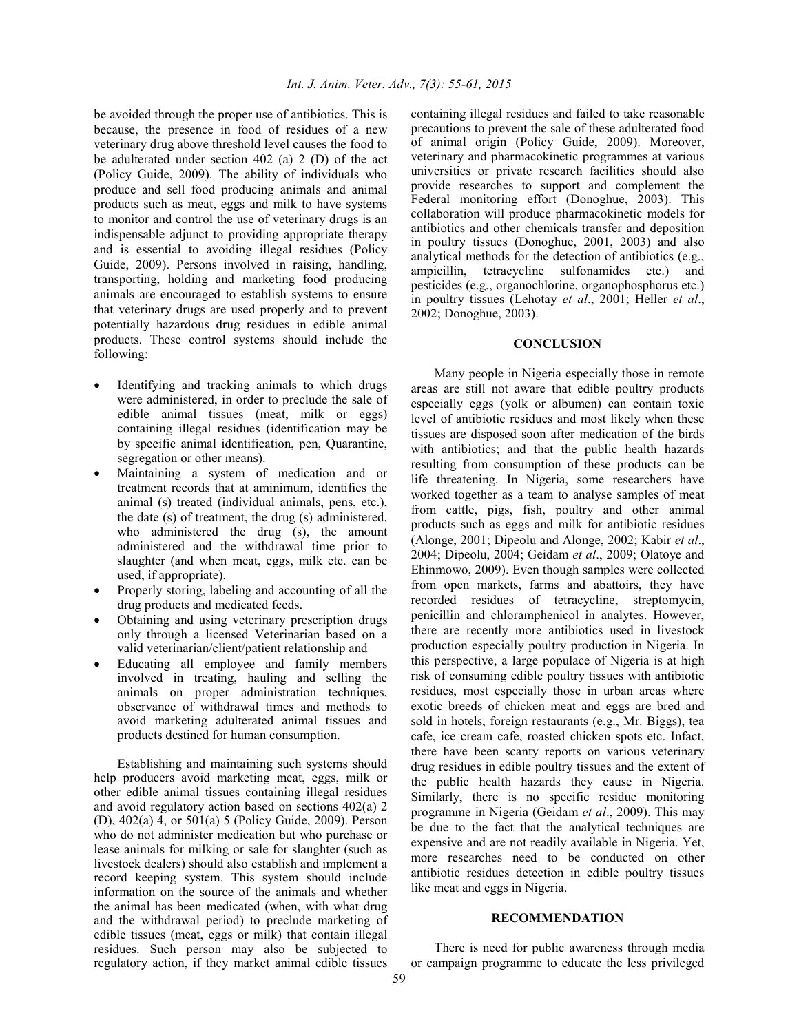be avoided through the proper use of antibiotics. This is because, the presence in food of residues of a new veterinary drug above threshold level causes the food to be adulterated under section 402 (a) 2 (D) of the act (Policy Guide, 2009). The ability of individuals who produce and sell food producing animals and animal products such as meat, eggs and milk to have systems to monitor and control the use of veterinary drugs is an indispensable adjunct to providing appropriate therapy and is essential to avoiding illegal residues (Policy Guide, 2009). Persons involved in raising, handling, transporting, holding and marketing food producing animals are encouraged to establish systems to ensure that veterinary drugs are used properly and to prevent potentially hazardous drug residues in edible animal products. These control systems should include the following:

- Identifying and tracking animals to which drugs were administered, in order to preclude the sale of edible animal tissues (meat, milk or eggs) containing illegal residues (identification may be by specific animal identification, pen, Quarantine, segregation or other means).
- Maintaining a system of medication and or treatment records that at aminimum, identifies the animal (s) treated (individual animals, pens, etc.), the date (s) of treatment, the drug (s) administered, who administered the drug (s), the amount administered and the withdrawal time prior to slaughter (and when meat, eggs, milk etc. can be used, if appropriate).
- Properly storing, labeling and accounting of all the drug products and medicated feeds.
- Obtaining and using veterinary prescription drugs only through a licensed Veterinarian based on a valid veterinarian/client/patient relationship and
- Educating all employee and family members involved in treating, hauling and selling the animals on proper administration techniques, observance of withdrawal times and methods to avoid marketing adulterated animal tissues and products destined for human consumption.

Establishing and maintaining such systems should help producers avoid marketing meat, eggs, milk or other edible animal tissues containing illegal residues and avoid regulatory action based on sections 402(a) 2 (D), 402(a) 4, or 501(a) 5 (Policy Guide, 2009). Person who do not administer medication but who purchase or lease animals for milking or sale for slaughter (such as livestock dealers) should also establish and implement a record keeping system. This system should include information on the source of the animals and whether the animal has been medicated (when, with what drug and the withdrawal period) to preclude marketing of edible tissues (meat, eggs or milk) that contain illegal residues. Such person may also be subjected to regulatory action, if they market animal edible tissues containing illegal residues and failed to take reasonable precautions to prevent the sale of these adulterated food of animal origin (Policy Guide, 2009). Moreover, veterinary and pharmacokinetic programmes at various universities or private research facilities should also provide researches to support and complement the Federal monitoring effort (Donoghue, 2003). This collaboration will produce pharmacokinetic models for antibiotics and other chemicals transfer and deposition in poultry tissues (Donoghue, 2001, 2003) and also analytical methods for the detection of antibiotics (e.g., ampicillin, tetracycline sulfonamides etc.) and pesticides (e.g., organochlorine, organophosphorus etc.) in poultry tissues (Lehotay *et al*., 2001; Heller *et al*., 2002; Donoghue, 2003).

## CONCLUSION

Many people in Nigeria especially those in remote areas are still not aware that edible poultry products especially eggs (yolk or albumen) can contain toxic level of antibiotic residues and most likely when these tissues are disposed soon after medication of the birds with antibiotics; and that the public health hazards resulting from consumption of these products can be life threatening. In Nigeria, some researchers have worked together as a team to analyse samples of meat from cattle, pigs, fish, poultry and other animal products such as eggs and milk for antibiotic residues (Alonge, 2001; Dipeolu and Alonge, 2002; Kabir *et al*., 2004; Dipeolu, 2004; Geidam *et al*., 2009; Olatoye and Ehinmowo, 2009). Even though samples were collected from open markets, farms and abattoirs, they have recorded residues of tetracycline, streptomycin, penicillin and chloramphenicol in analytes. However, there are recently more antibiotics used in livestock production especially poultry production in Nigeria. In this perspective, a large populace of Nigeria is at high risk of consuming edible poultry tissues with antibiotic residues, most especially those in urban areas where exotic breeds of chicken meat and eggs are bred and sold in hotels, foreign restaurants (e.g., Mr. Biggs), tea cafe, ice cream cafe, roasted chicken spots etc. Infact, there have been scanty reports on various veterinary drug residues in edible poultry tissues and the extent of the public health hazards they cause in Nigeria. Similarly, there is no specific residue monitoring programme in Nigeria (Geidam *et al*., 2009). This may be due to the fact that the analytical techniques are expensive and are not readily available in Nigeria. Yet, more researches need to be conducted on other antibiotic residues detection in edible poultry tissues like meat and eggs in Nigeria.

## RECOMMENDATION

There is need for public awareness through media or campaign programme to educate the less privileged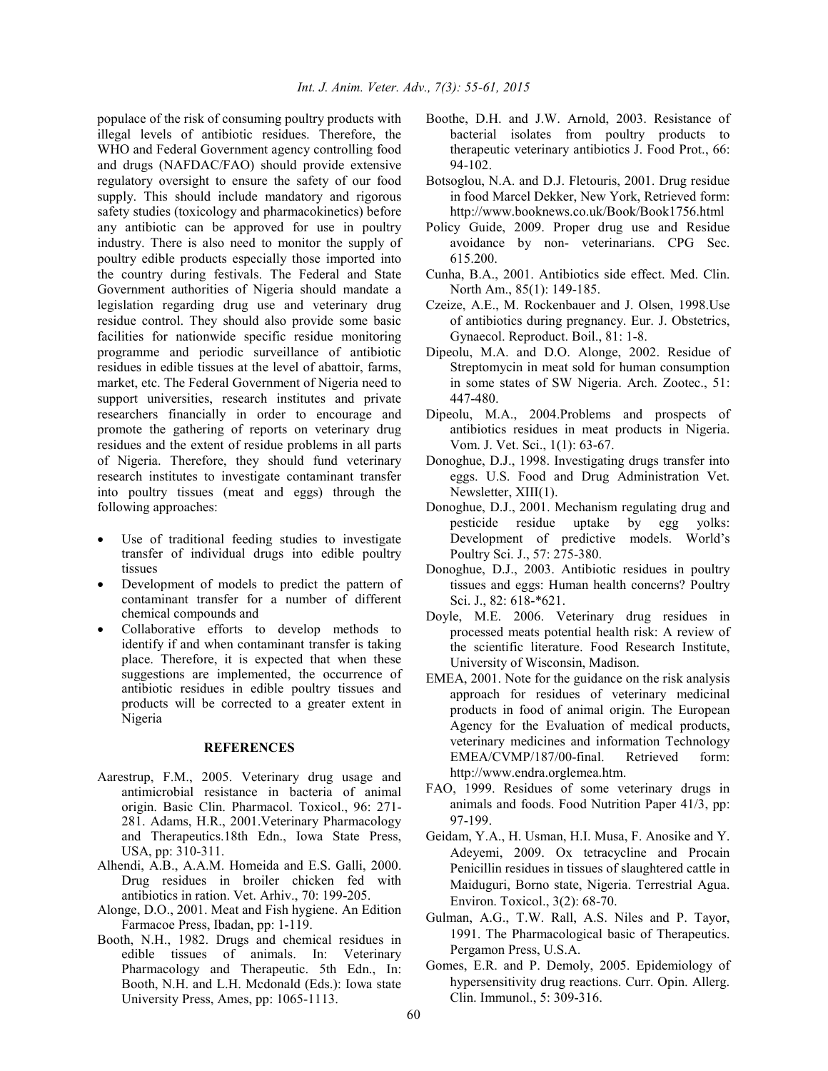populace of the risk of consuming poultry products with illegal levels of antibiotic residues. Therefore, the WHO and Federal Government agency controlling food and drugs (NAFDAC/FAO) should provide extensive regulatory oversight to ensure the safety of our food supply. This should include mandatory and rigorous safety studies (toxicology and pharmacokinetics) before any antibiotic can be approved for use in poultry industry. There is also need to monitor the supply of poultry edible products especially those imported into the country during festivals. The Federal and State Government authorities of Nigeria should mandate a legislation regarding drug use and veterinary drug residue control. They should also provide some basic facilities for nationwide specific residue monitoring programme and periodic surveillance of antibiotic residues in edible tissues at the level of abattoir, farms, market, etc. The Federal Government of Nigeria need to support universities, research institutes and private researchers financially in order to encourage and promote the gathering of reports on veterinary drug residues and the extent of residue problems in all parts of Nigeria. Therefore, they should fund veterinary research institutes to investigate contaminant transfer into poultry tissues (meat and eggs) through the following approaches:

- Use of traditional feeding studies to investigate transfer of individual drugs into edible poultry tissues
- Development of models to predict the pattern of contaminant transfer for a number of different chemical compounds and
- Collaborative efforts to develop methods to identify if and when contaminant transfer is taking place. Therefore, it is expected that when these suggestions are implemented, the occurrence of antibiotic residues in edible poultry tissues and products will be corrected to a greater extent in Nigeria

## REFERENCES

Aarestrup, F.M., 2005. Veterinary drug usage and antimicrobial resistance in bacteria of animal origin. Basic Clin. Pharmacol. Toxicol., 96: 271-281. Adams, H.R., 2001.Veterinary Pharmacology and Therapeutics.18th Edn., Iowa State Press, USA, pp: 310-311.

Alhendi, A.B., A.A.M. Homeida and E.S. Galli, 2000. Drug residues in broiler chicken fed with antibiotics in ration. Vet. Arhiv., 70: 199-205.

Alonge, D.O., 2001. Meat and Fish hygiene. An Edition Farmacoe Press, Ibadan, pp: 1-119.

Booth, N.H., 1982. Drugs and chemical residues in edible tissues of animals. In: Veterinary Pharmacology and Therapeutic. 5th Edn., In: Booth, N.H. and L.H. Mcdonald (Eds.): Iowa state University Press, Ames, pp: 1065-1113.

Boothe, D.H. and J.W. Arnold, 2003. Resistance of bacterial isolates from poultry products to therapeutic veterinary antibiotics J. Food Prot., 66: 94-102.

Botsoglou, N.A. and D.J. Fletouris, 2001. Drug residue in food Marcel Dekker, New York, Retrieved form: http://www.booknews.co.uk/Book/Book1756.html

Policy Guide, 2009. Proper drug use and Residue avoidance by non- veterinarians. CPG Sec. 615.200.

Cunha, B.A., 2001. Antibiotics side effect. Med. Clin. North Am., 85(1): 149-185.

Czeize, A.E., M. Rockenbauer and J. Olsen, 1998.Use of antibiotics during pregnancy. Eur. J. Obstetrics, Gynaecol. Reproduct. Boil., 81: 1-8.

Dipeolu, M.A. and D.O. Alonge, 2002. Residue of Streptomycin in meat sold for human consumption in some states of SW Nigeria. Arch. Zootec., 51: 447-480.

Dipeolu, M.A., 2004.Problems and prospects of antibiotics residues in meat products in Nigeria. Vom. J. Vet. Sci., 1(1): 63-67.

Donoghue, D.J., 1998. Investigating drugs transfer into eggs. U.S. Food and Drug Administration Vet. Newsletter, XIII(1).

Donoghue, D.J., 2001. Mechanism regulating drug and pesticide residue uptake by egg yolks: Development of predictive models. World's Poultry Sci. J., 57: 275-380.

Donoghue, D.J., 2003. Antibiotic residues in poultry tissues and eggs: Human health concerns? Poultry Sci. J., 82: 618-*621.

Doyle, M.E. 2006. Veterinary drug residues in processed meats potential health risk: A review of the scientific literature. Food Research Institute, University of Wisconsin, Madison.

EMEA, 2001. Note for the guidance on the risk analysis approach for residues of veterinary medicinal products in food of animal origin. The European Agency for the Evaluation of medical products, veterinary medicines and information Technology EMEA/CVMP/187/00-final. Retrieved form: http://www.endra.orglemea.htm.

FAO, 1999. Residues of some veterinary drugs in animals and foods. Food Nutrition Paper 41/3, pp: 97-199.

Geidam, Y.A., H. Usman, H.I. Musa, F. Anosike and Y. Adeyemi, 2009. Ox tetracycline and Procain Penicillin residues in tissues of slaughtered cattle in Maiduguri, Borno state, Nigeria. Terrestrial Agua. Environ. Toxicol., 3(2): 68-70.

Gulman, A.G., T.W. Rall, A.S. Niles and P. Tayor, 1991. The Pharmacological basic of Therapeutics. Pergamon Press, U.S.A.

Gomes, E.R. and P. Demoly, 2005. Epidemiology of hypersensitivity drug reactions. Curr. Opin. Allerg. Clin. Immunol., 5: 309-316.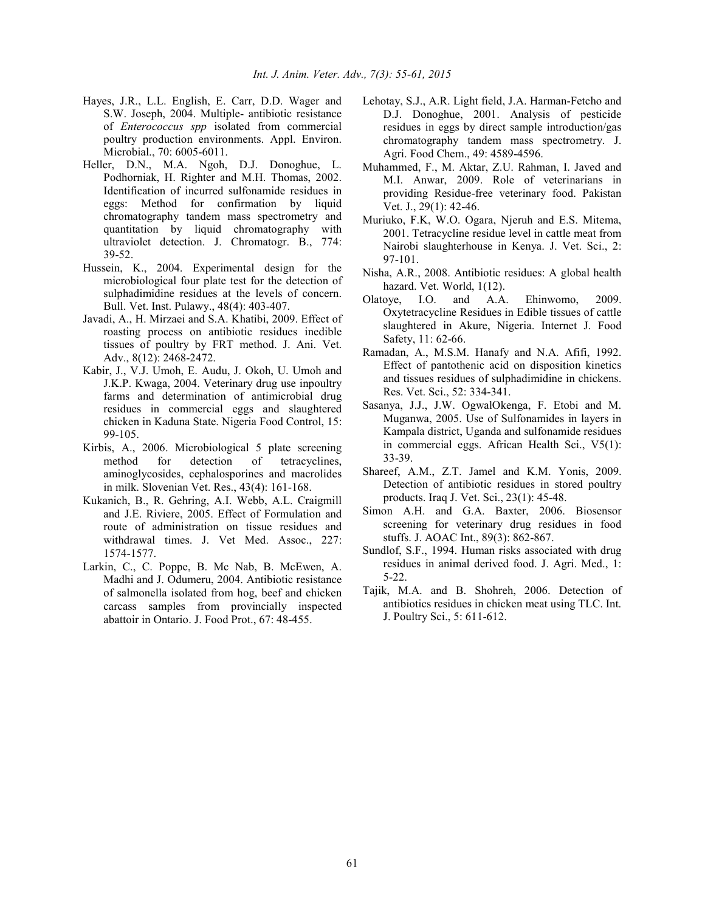Hayes, J.R., L.L. English, E. Carr, D.D. Wager and S.W. Joseph, 2004. Multiple- antibiotic resistance of *Enterococcus spp* isolated from commercial poultry production environments. Appl. Environ. Microbial., 70: 6005-6011.

Heller, D.N., M.A. Ngoh, D.J. Donoghue, L. Podhorniak, H. Righter and M.H. Thomas, 2002. Identification of incurred sulfonamide residues in eggs: Method for confirmation by liquid chromatography tandem mass spectrometry and quantitation by liquid chromatography with ultraviolet detection. J. Chromatogr. B., 774: 39-52.

Hussein, K., 2004. Experimental design for the microbiological four plate test for the detection of sulphadimidine residues at the levels of concern. Bull. Vet. Inst. Pulawy., 48(4): 403-407.

Javadi, A., H. Mirzaei and S.A. Khatibi, 2009. Effect of roasting process on antibiotic residues inedible tissues of poultry by FRT method. J. Ani. Vet. Adv., 8(12): 2468-2472.

Kabir, J., V.J. Umoh, E. Audu, J. Okoh, U. Umoh and J.K.P. Kwaga, 2004. Veterinary drug use inpoultry farms and determination of antimicrobial drug residues in commercial eggs and slaughtered chicken in Kaduna State. Nigeria Food Control, 15: 99-105.

Kirbis, A., 2006. Microbiological 5 plate screening method for detection of tetracyclines, aminoglycosides, cephalosporines and macrolides in milk. Slovenian Vet. Res., 43(4): 161-168.

Kukanich, B., R. Gehring, A.I. Webb, A.L. Craigmill and J.E. Riviere, 2005. Effect of Formulation and route of administration on tissue residues and withdrawal times. J. Vet Med. Assoc., 227: 1574-1577.

Larkin, C., C. Poppe, B. Mc Nab, B. McEwen, A. Madhi and J. Odumeru, 2004. Antibiotic resistance of salmonella isolated from hog, beef and chicken carcass samples from provincially inspected abattoir in Ontario. J. Food Prot., 67: 48-455.

Lehotay, S.J., A.R. Light field, J.A. Harman-Fetcho and D.J. Donoghue, 2001. Analysis of pesticide residues in eggs by direct sample introduction/gas chromatography tandem mass spectrometry. J. Agri. Food Chem., 49: 4589-4596.

Muhammed, F., M. Aktar, Z.U. Rahman, I. Javed and M.I. Anwar, 2009. Role of veterinarians in providing Residue-free veterinary food. Pakistan Vet. J., 29(1): 42-46.

Muriuko, F.K, W.O. Ogara, Njeruh and E.S. Mitema, 2001. Tetracycline residue level in cattle meat from Nairobi slaughterhouse in Kenya. J. Vet. Sci., 2: 97-101.

Nisha, A.R., 2008. Antibiotic residues: A global health hazard. Vet. World, 1(12).

Olatoye, I.O. and A.A. Ehinwomo, 2009. Oxytetracycline Residues in Edible tissues of cattle slaughtered in Akure, Nigeria. Internet J. Food Safety, 11: 62-66.

Ramadan, A., M.S.M. Hanafy and N.A. Afifi, 1992. Effect of pantothenic acid on disposition kinetics and tissues residues of sulphadimidine in chickens. Res. Vet. Sci., 52: 334-341.

Sasanya, J.J., J.W. OgwalOkenga, F. Etobi and M. Muganwa, 2005. Use of Sulfonamides in layers in Kampala district, Uganda and sulfonamide residues in commercial eggs. African Health Sci., V5(1): 33-39.

Shareef, A.M., Z.T. Jamel and K.M. Yonis, 2009. Detection of antibiotic residues in stored poultry products. Iraq J. Vet. Sci., 23(1): 45-48.

Simon A.H. and G.A. Baxter, 2006. Biosensor screening for veterinary drug residues in food stuffs. J. AOAC Int., 89(3): 862-867.

Sundlof, S.F., 1994. Human risks associated with drug residues in animal derived food. J. Agri. Med., 1: 5-22.

Tajik, M.A. and B. Shohreh, 2006. Detection of antibiotics residues in chicken meat using TLC. Int. J. Poultry Sci., 5: 611-612.